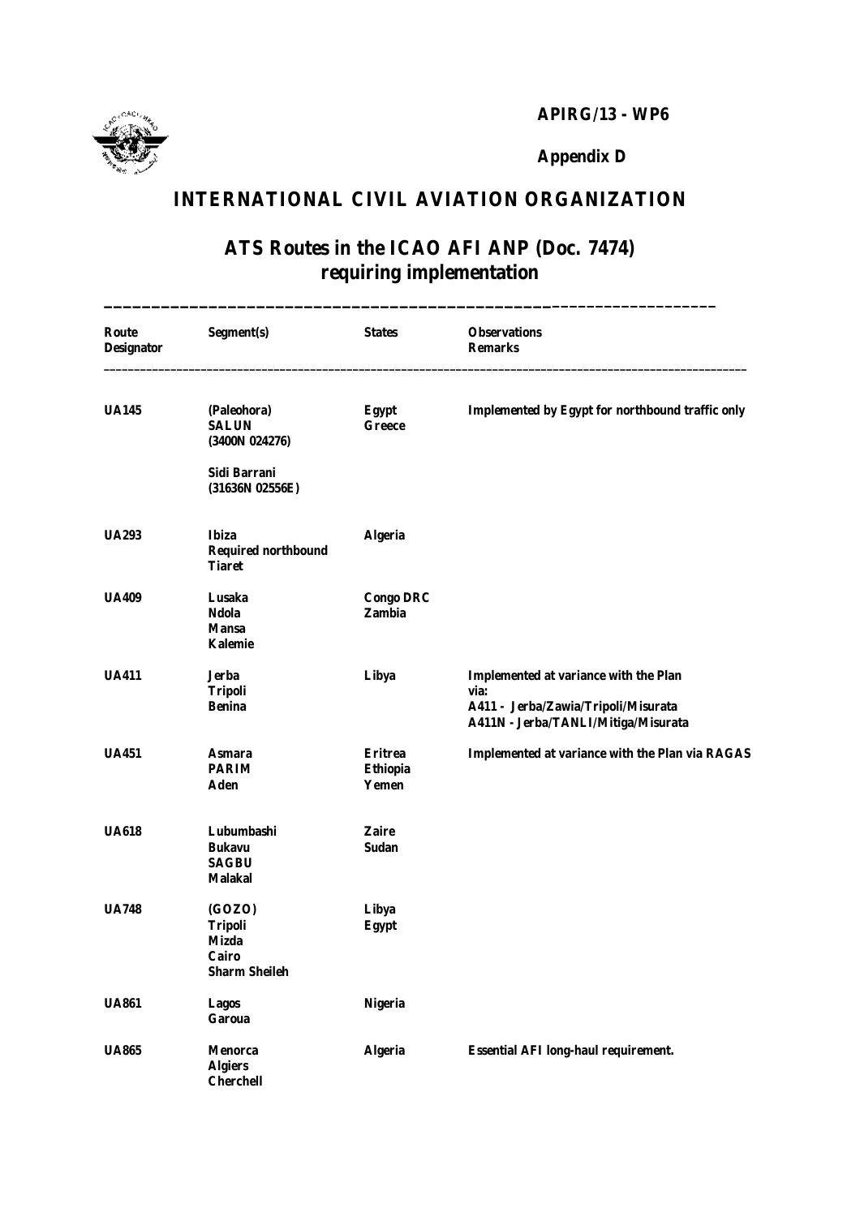**APIRG/13 - WP6**

**Appendix D**

# INTERNATIONAL CIVIL AVIATION ORGANIZATION

## ATS Routes in the ICAO AFI ANP (Doc. 7474) requiring implementation

| Route Designator | Segment(s) | States | Observations Remarks |
|---|---|---|---|
| **UA145** | (Paleohora)<br>SALUN<br>(3400N 024276)<br><br>Sidi Barrani<br>(31636N 02556E) | Egypt<br>Greece | Implemented by Egypt for northbound traffic only |
| **UA293** | Ibiza<br>Required northbound<br>Tiaret | Algeria | |
| **UA409** | Lusaka<br>Ndola<br>Mansa<br>Kalemie | Congo DRC<br>Zambia | |
| **UA411** | Jerba<br>Tripoli<br>Benina | Libya | Implemented at variance with the Plan via:<br>A411 - Jerba/Zawia/Tripoli/Misurata<br>A411N - Jerba/TANLI/Mitiga/Misurata |
| **UA451** | Asmara<br>PARIM<br>Aden | Eritrea<br>Ethiopia<br>Yemen | Implemented at variance with the Plan via RAGAS |
| **UA618** | Lubumbashi<br>Bukavu<br>SAGBU<br>Malakal | Zaire<br>Sudan | |
| **UA748** | (GOZO)<br>Tripoli<br>Mizda<br>Cairo<br>Sharm Sheileh | Libya<br>Egypt | |
| **UA861** | Lagos<br>Garoua | Nigeria | |
| **UA865** | Menorca<br>Algiers<br>Cherchell | Algeria | Essential AFI long-haul requirement. |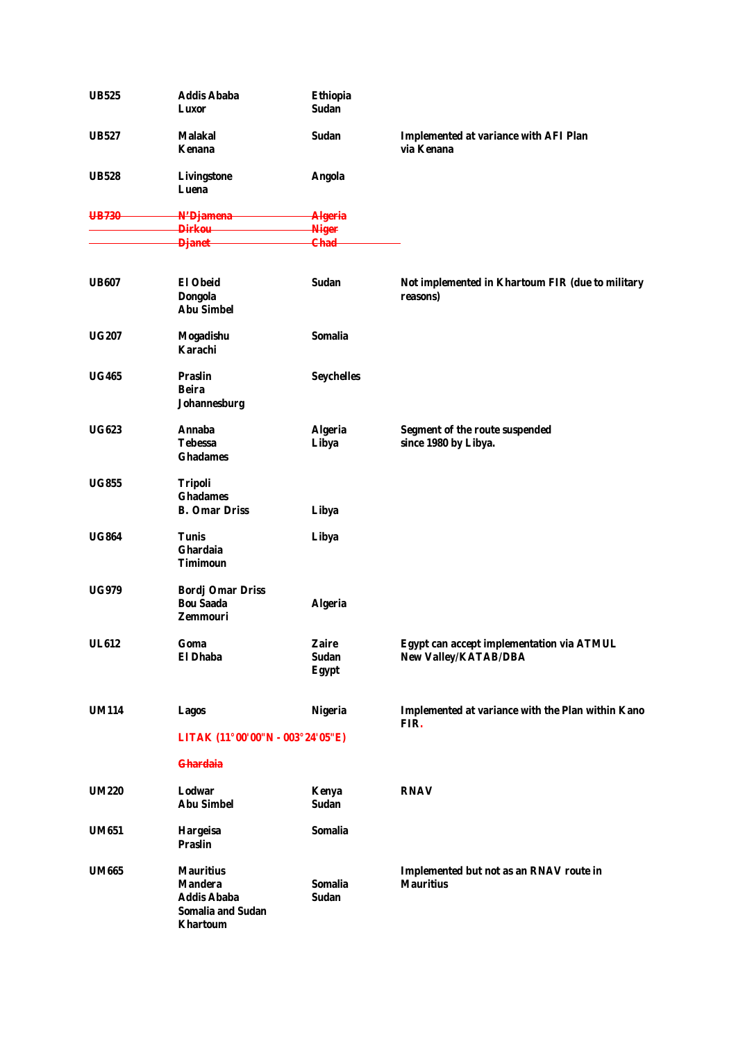| | | | |
|---|---|---|---|
| **UB525** | **Addis Ababa**<br>**Luxor** | **Ethiopia**<br>**Sudan** | |
| **UB527** | **Malakal**<br>**Kenana** | **Sudan** | **Implemented at variance with AFI Plan via Kenana** |
| **UB528** | **Livingstone**<br>**Luena** | **Angola** | |
| ~~**UB730**~~ | ~~**N'Djamena**~~<br>~~**Dirkou**~~<br>~~**Djanet**~~ | ~~**Algeria**~~<br>~~**Niger**~~<br>~~**Chad**~~ | |
| **UB607** | **El Obeid**<br>**Dongola**<br>**Abu Simbel** | **Sudan** | **Not implemented in Khartoum FIR (due to military reasons)** |
| **UG207** | **Mogadishu**<br>**Karachi** | **Somalia** | |
| **UG465** | **Praslin**<br>**Beira**<br>**Johannesburg** | **Seychelles** | |
| **UG623** | **Annaba**<br>**Tebessa**<br>**Ghadames** | **Algeria**<br>**Libya** | **Segment of the route suspended since 1980 by Libya.** |
| **UG855** | **Tripoli**<br>**Ghadames**<br>**B. Omar Driss** | <br><br>**Libya** | |
| **UG864** | **Tunis**<br>**Ghardaia**<br>**Timimoun** | **Libya** | |
| **UG979** | **Bordj Omar Driss**<br>**Bou Saada**<br>**Zemmouri** | <br>**Algeria** | |
| **UL612** | **Goma**<br>**El Dhaba** | **Zaire**<br>**Sudan**<br>**Egypt** | **Egypt can accept implementation via ATMUL New Valley/KATAB/DBA** |
| **UM114** | **Lagos**<br>**LITAK (11°00'00"N - 003°24'05"E)**<br>~~**Ghardaia**~~ | **Nigeria** | **Implemented at variance with the Plan within Kano FIR.** |
| **UM220** | **Lodwar**<br>**Abu Simbel** | **Kenya**<br>**Sudan** | **RNAV** |
| **UM651** | **Hargeisa**<br>**Praslin** | **Somalia** | |
| **UM665** | **Mauritius**<br>**Mandera**<br>**Addis Ababa**<br>**Somalia and Sudan**<br>**Khartoum** | <br>**Somalia**<br>**Sudan** | **Implemented but not as an RNAV route in Mauritius** |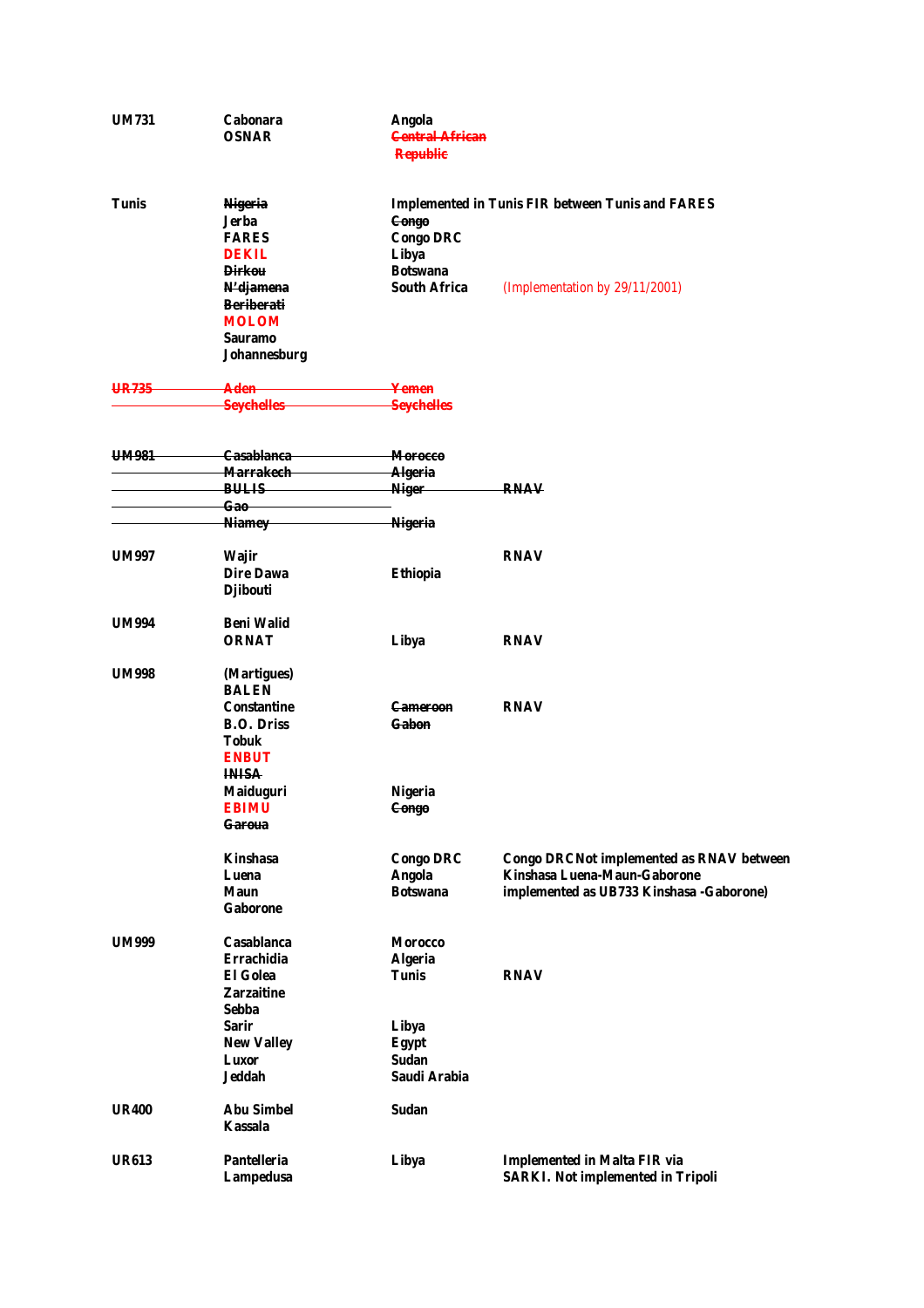| | | | |
|---|---|---|---|
| UM731 | Cabonara | Angola | |
| | OSNAR | ~~Central African Republic~~ | |
| Tunis | ~~Nigeria~~ | Implemented in Tunis FIR between Tunis and FARES | |
| | Jerba | ~~Congo~~ | |
| | FARES | Congo DRC | |
| | DEKIL | Libya | |
| | ~~Dirkou~~ | Botswana | |
| | ~~N'djamena~~ | South Africa | (Implementation by 29/11/2001) |
| | ~~Beriberati~~ | | |
| | MOLOM | | |
| | Sauramo | | |
| | Johannesburg | | |
| ~~UR735~~ | ~~Aden~~ | ~~Yemen~~ | |
| | ~~Seychelles~~ | ~~Seychelles~~ | |
| ~~UM981~~ | ~~Casablanca~~ | ~~Morocco~~ | |
| | ~~Marrakech~~ | ~~Algeria~~ | |
| | ~~BULIS~~ | ~~Niger~~ | ~~RNAV~~ |
| | ~~Gao~~ | | |
| | ~~Niamey~~ | ~~Nigeria~~ | |
| UM997 | Wajir | | RNAV |
| | Dire Dawa | Ethiopia | |
| | Djibouti | | |
| UM994 | Beni Walid | | |
| | ORNAT | Libya | RNAV |
| UM998 | (Martigues) | | |
| | BALEN | | |
| | Constantine | ~~Cameroon~~ | RNAV |
| | B.O. Driss | ~~Gabon~~ | |
| | Tobuk | | |
| | ENBUT | | |
| | ~~INISA~~ | | |
| | Maiduguri | Nigeria | |
| | EBIMU | ~~Congo~~ | |
| | ~~Garoua~~ | | |
| | Kinshasa | Congo DRC | Congo DRC Not implemented as RNAV between Kinshasa Luena-Maun-Gaborone implemented as UB733 Kinshasa -Gaborone) |
| | Luena | Angola | |
| | Maun | Botswana | |
| | Gaborone | | |
| UM999 | Casablanca | Morocco | |
| | Errachidia | Algeria | |
| | El Golea | Tunis | RNAV |
| | Zarzaitine | | |
| | Sebba | | |
| | Sarir | Libya | |
| | New Valley | Egypt | |
| | Luxor | Sudan | |
| | Jeddah | Saudi Arabia | |
| UR400 | Abu Simbel | Sudan | |
| | Kassala | | |
| UR613 | Pantelleria | Libya | Implemented in Malta FIR via SARKI. Not implemented in Tripoli |
| | Lampedusa | | |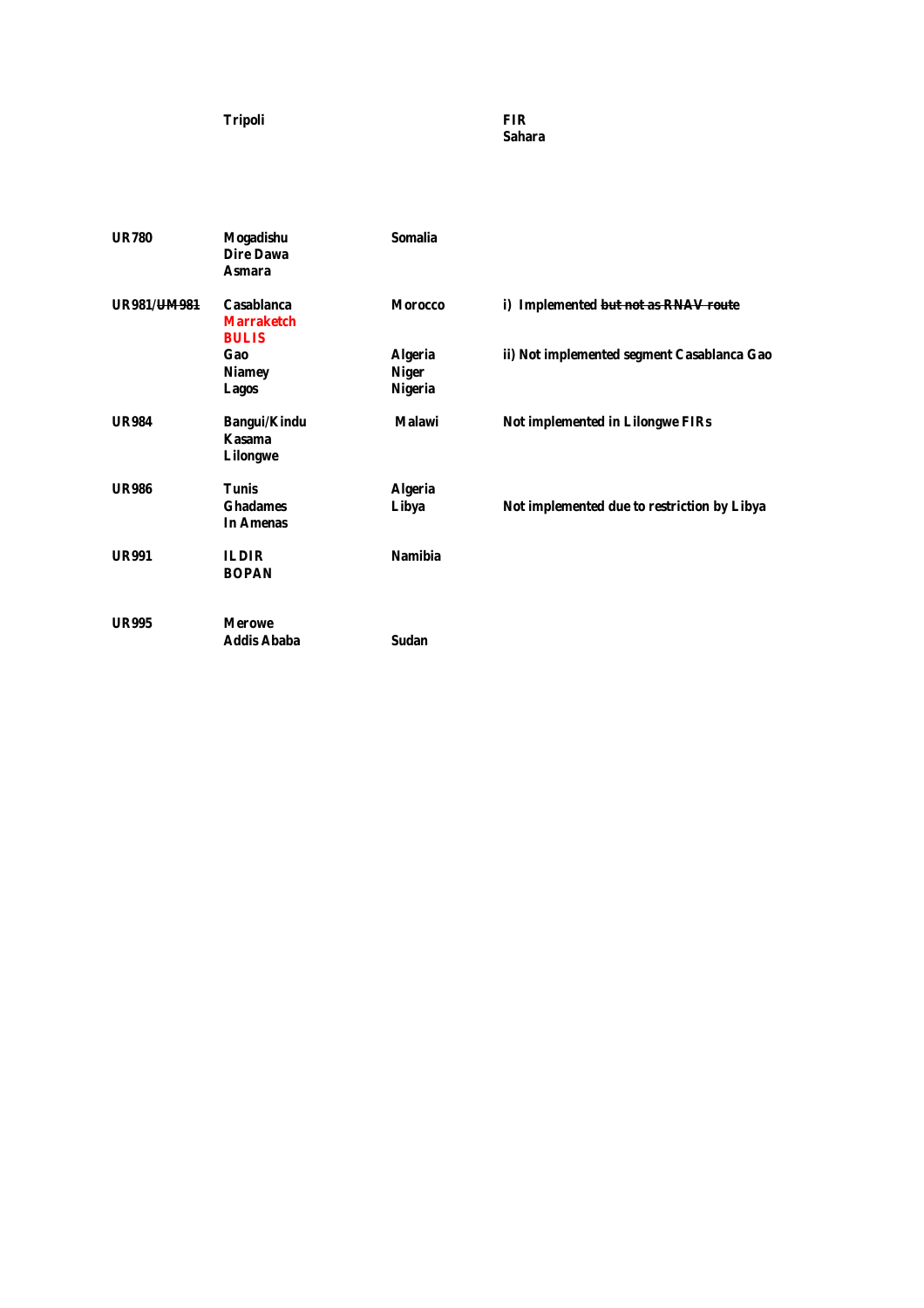| | | | |
|---|---|---|---|
| | Tripoli | | FIR<br>Sahara |
| UR780 | Mogadishu<br>Dire Dawa<br>Asmara | Somalia | |
| UR981/~~UM981~~ | Casablanca<br>Marraketch<br>BULIS | Morocco | i) Implemented ~~but not as RNAV route~~ |
| | Gao<br>Niamey<br>Lagos | Algeria<br>Niger<br>Nigeria | ii) Not implemented segment Casablanca Gao |
| UR984 | Bangui/Kindu<br>Kasama<br>Lilongwe | Malawi | Not implemented in Lilongwe FIRs |
| UR986 | Tunis<br>Ghadames<br>In Amenas | Algeria<br>Libya | Not implemented due to restriction by Libya |
| UR991 | ILDIR<br>BOPAN | Namibia | |
| UR995 | Merowe<br>Addis Ababa | Sudan | |